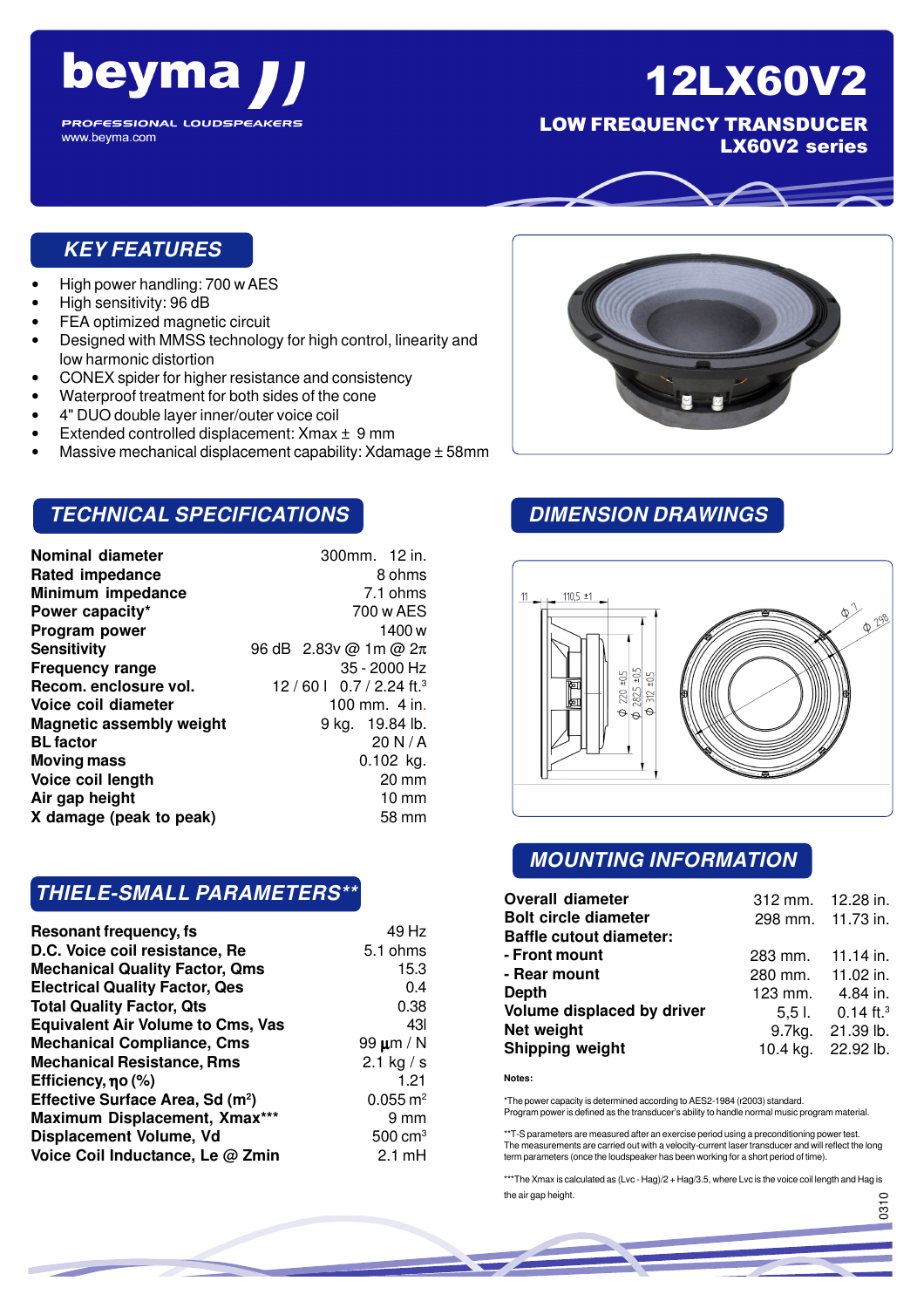# beyma

PROFESSIONAL LOUDSPEAKERS
www.beyma.com

# 12LX60V2

**LOW FREQUENCY TRANSDUCER**
**LX60V2 series**

## KEY FEATURES

- High power handling: 700 w AES
- High sensitivity: 96 dB
- FEA optimized magnetic circuit
- Designed with MMSS technology for high control, linearity and low harmonic distortion
- CONEX spider for higher resistance and consistency
- Waterproof treatment for both sides of the cone
- 4" DUO double layer inner/outer voice coil
- Extended controlled displacement: Xmax ± 9 mm
- Massive mechanical displacement capability: Xdamage ± 58mm

## TECHNICAL SPECIFICATIONS

| | |
|---|---|
| **Nominal diameter** | 300mm. 12 in. |
| **Rated impedance** | 8 ohms |
| **Minimum impedance** | 7.1 ohms |
| **Power capacity*** | 700 w AES |
| **Program power** | 1400 w |
| **Sensitivity** | 96 dB 2.83v @ 1m @ 2π |
| **Frequency range** | 35 - 2000 Hz |
| **Recom. enclosure vol.** | 12 / 60 l 0.7 / 2.24 ft.³ |
| **Voice coil diameter** | 100 mm. 4 in. |
| **Magnetic assembly weight** | 9 kg. 19.84 lb. |
| **BL factor** | 20 N / A |
| **Moving mass** | 0.102 kg. |
| **Voice coil length** | 20 mm |
| **Air gap height** | 10 mm |
| **X damage (peak to peak)** | 58 mm |

## THIELE-SMALL PARAMETERS**

| | |
|---|---|
| **Resonant frequency, fs** | 49 Hz |
| **D.C. Voice coil resistance, Re** | 5.1 ohms |
| **Mechanical Quality Factor, Qms** | 15.3 |
| **Electrical Quality Factor, Qes** | 0.4 |
| **Total Quality Factor, Qts** | 0.38 |
| **Equivalent Air Volume to Cms, Vas** | 43l |
| **Mechanical Compliance, Cms** | 99 µm / N |
| **Mechanical Resistance, Rms** | 2.1 kg / s |
| **Efficiency, ηo (%)** | 1.21 |
| **Effective Surface Area, Sd (m²)** | 0.055 m² |
| **Maximum Displacement, Xmax***** | 9 mm |
| **Displacement Volume, Vd** | 500 cm³ |
| **Voice Coil Inductance, Le @ Zmin** | 2.1 mH |

## DIMENSION DRAWINGS

11 — 110,5 ±1 — Φ 220 ±0,5 — Φ 282,5 ±0,5 — Φ 312 ±0,5 — Φ 7 — Φ 298

## MOUNTING INFORMATION

| | | |
|---|---|---|
| **Overall diameter** | 312 mm. | 12.28 in. |
| **Bolt circle diameter** | 298 mm. | 11.73 in. |
| **Baffle cutout diameter:** | | |
| **- Front mount** | 283 mm. | 11.14 in. |
| **- Rear mount** | 280 mm. | 11.02 in. |
| **Depth** | 123 mm. | 4.84 in. |
| **Volume displaced by driver** | 5,5 l. | 0.14 ft.³ |
| **Net weight** | 9.7kg. | 21.39 lb. |
| **Shipping weight** | 10.4 kg. | 22.92 lb. |

**Notes:**

*The power capacity is determined according to AES2-1984 (r2003) standard.
Program power is defined as the transducer's ability to handle normal music program material.

**T-S parameters are measured after an exercise period using a preconditioning power test.
The measurements are carried out with a velocity-current laser transducer and will reflect the long term parameters (once the loudspeaker has been working for a short period of time).

***The Xmax is calculated as (Lvc - Hag)/2 + Hag/3.5, where Lvc is the voice coil length and Hag is the air gap height.

0310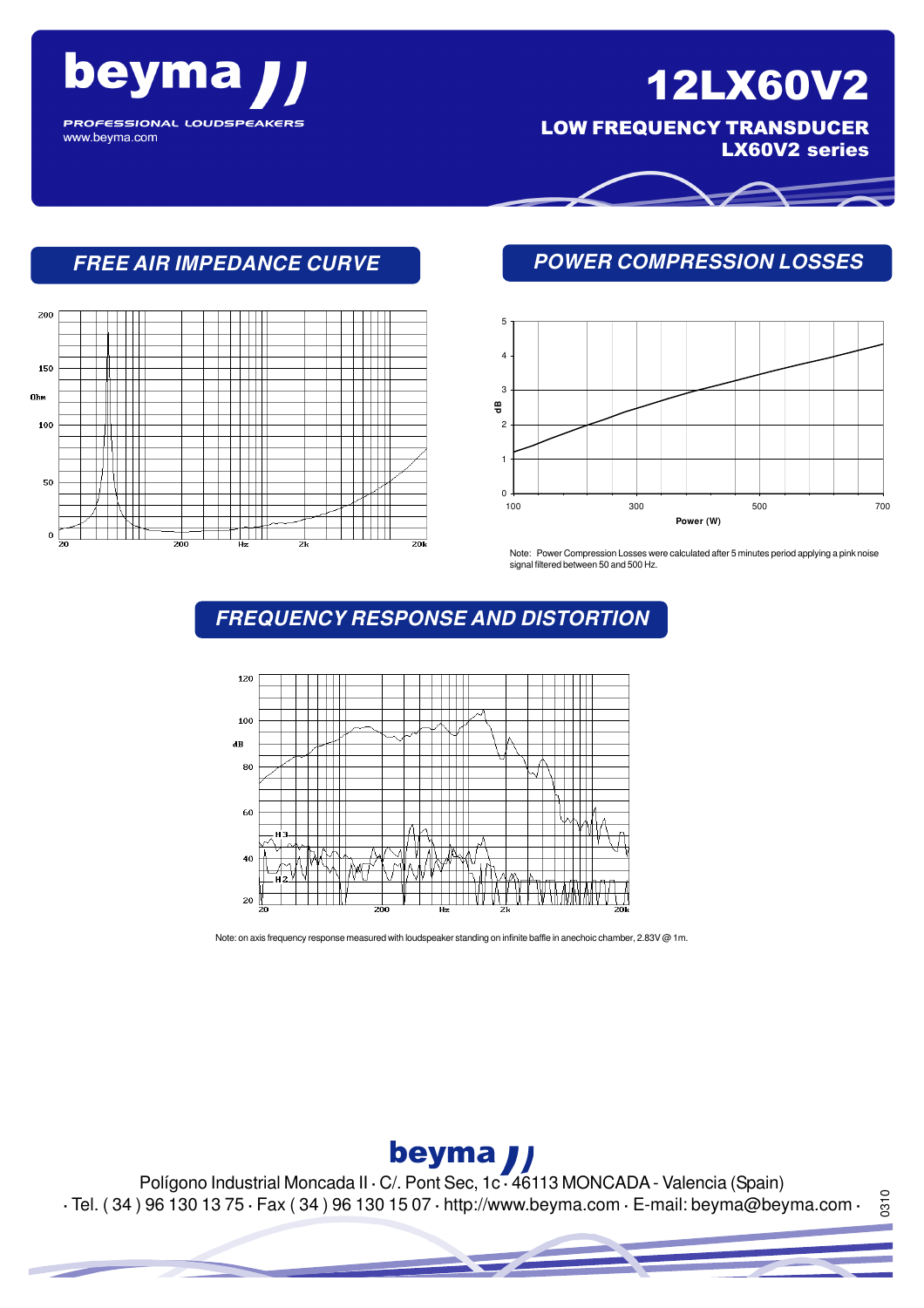beyma

PROFESSIONAL LOUDSPEAKERS

www.beyma.com

# 12LX60V2

**LOW FREQUENCY TRANSDUCER**
**LX60V2 series**

## FREE AIR IMPEDANCE CURVE

200
150
Ohm
100
50
0
20
200
Hz
2k
20k

## POWER COMPRESSION LOSSES

5
4
3
dB
2
1
0
100
300
500
700
Power (W)

Note: Power Compression Losses were calculated after 5 minutes period applying a pink noise signal filtered between 50 and 500 Hz.

## FREQUENCY RESPONSE AND DISTORTION

120
100
dB
80
60
H3
40
H2
20
20
200
Hz
2k
20k

Note: on axis frequency response measured with loudspeaker standing on infinite baffle in anechoic chamber, 2.83V @ 1m.

beyma

Polígono Industrial Moncada II · C/. Pont Sec, 1c · 46113 MONCADA - Valencia (Spain)
· Tel. ( 34 ) 96 130 13 75 · Fax ( 34 ) 96 130 15 07 · http://www.beyma.com · E-mail: beyma@beyma.com ·

0310